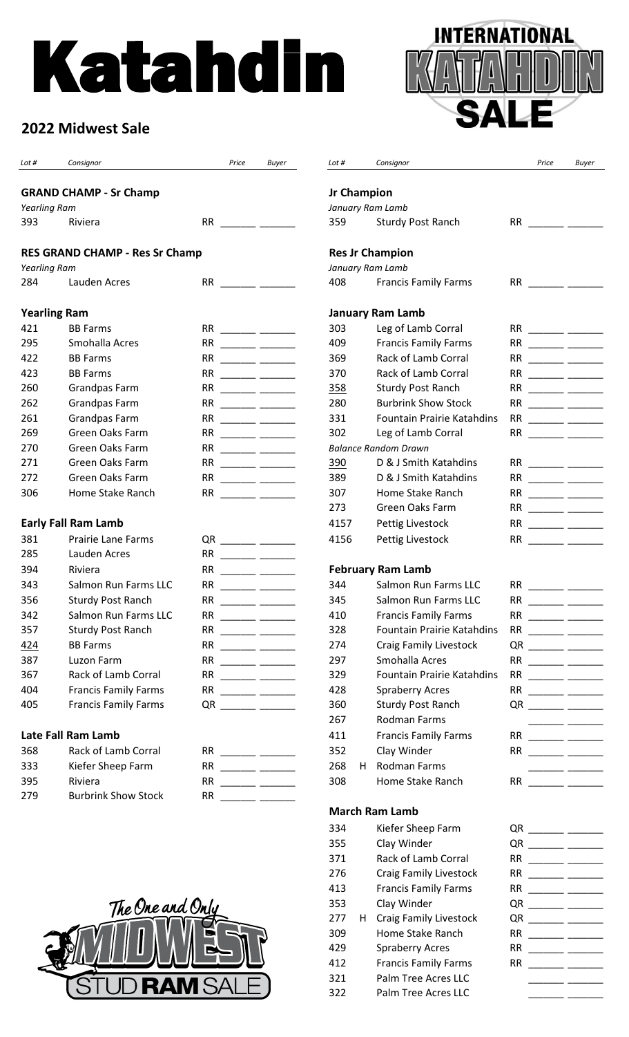# Katahdin

## 2022 Midwest Sale

INTERNATIONAL KATAHDIN SALE

| *Lot #* | | *Consignor* | | *Price* | *Buyer* |
|---|---|---|---|---|---|
| **GRAND CHAMP - Sr Champ** | | | | | |
| *Yearling Ram* | | | | | |
| 393 | | Riviera | RR | | |
| **RES GRAND CHAMP - Res Sr Champ** | | | | | |
| *Yearling Ram* | | | | | |
| 284 | | Lauden Acres | RR | | |
| **Yearling Ram** | | | | | |
| 421 | | BB Farms | RR | | |
| 295 | | Smohalla Acres | RR | | |
| 422 | | BB Farms | RR | | |
| 423 | | BB Farms | RR | | |
| 260 | | Grandpas Farm | RR | | |
| 262 | | Grandpas Farm | RR | | |
| 261 | | Grandpas Farm | RR | | |
| 269 | | Green Oaks Farm | RR | | |
| 270 | | Green Oaks Farm | RR | | |
| 271 | | Green Oaks Farm | RR | | |
| 272 | | Green Oaks Farm | RR | | |
| 306 | | Home Stake Ranch | RR | | |
| **Early Fall Ram Lamb** | | | | | |
| 381 | | Prairie Lane Farms | QR | | |
| 285 | | Lauden Acres | RR | | |
| 394 | | Riviera | RR | | |
| 343 | | Salmon Run Farms LLC | RR | | |
| 356 | | Sturdy Post Ranch | RR | | |
| 342 | | Salmon Run Farms LLC | RR | | |
| 357 | | Sturdy Post Ranch | RR | | |
| 424 | | BB Farms | RR | | |
| 387 | | Luzon Farm | RR | | |
| 367 | | Rack of Lamb Corral | RR | | |
| 404 | | Francis Family Farms | RR | | |
| 405 | | Francis Family Farms | QR | | |
| **Late Fall Ram Lamb** | | | | | |
| 368 | | Rack of Lamb Corral | RR | | |
| 333 | | Kiefer Sheep Farm | RR | | |
| 395 | | Riviera | RR | | |
| 279 | | Burbrink Show Stock | RR | | |

| *Lot #* | | *Consignor* | | *Price* | *Buyer* |
|---|---|---|---|---|---|
| **Jr Champion** | | | | | |
| *January Ram Lamb* | | | | | |
| 359 | | Sturdy Post Ranch | RR | | |
| **Res Jr Champion** | | | | | |
| *January Ram Lamb* | | | | | |
| 408 | | Francis Family Farms | RR | | |
| **January Ram Lamb** | | | | | |
| 303 | | Leg of Lamb Corral | RR | | |
| 409 | | Francis Family Farms | RR | | |
| 369 | | Rack of Lamb Corral | RR | | |
| 370 | | Rack of Lamb Corral | RR | | |
| 358 | | Sturdy Post Ranch | RR | | |
| 280 | | Burbrink Show Stock | RR | | |
| 331 | | Fountain Prairie Katahdins | RR | | |
| 302 | | Leg of Lamb Corral | RR | | |
| *Balance Random Drawn* | | | | | |
| 390 | | D & J Smith Katahdins | RR | | |
| 389 | | D & J Smith Katahdins | RR | | |
| 307 | | Home Stake Ranch | RR | | |
| 273 | | Green Oaks Farm | RR | | |
| 4157 | | Pettig Livestock | RR | | |
| 4156 | | Pettig Livestock | RR | | |
| **February Ram Lamb** | | | | | |
| 344 | | Salmon Run Farms LLC | RR | | |
| 345 | | Salmon Run Farms LLC | RR | | |
| 410 | | Francis Family Farms | RR | | |
| 328 | | Fountain Prairie Katahdins | RR | | |
| 274 | | Craig Family Livestock | QR | | |
| 297 | | Smohalla Acres | RR | | |
| 329 | | Fountain Prairie Katahdins | RR | | |
| 428 | | Spraberry Acres | RR | | |
| 360 | | Sturdy Post Ranch | QR | | |
| 267 | | Rodman Farms | | | |
| 411 | | Francis Family Farms | RR | | |
| 352 | | Clay Winder | RR | | |
| 268 | H | Rodman Farms | | | |
| 308 | | Home Stake Ranch | RR | | |
| **March Ram Lamb** | | | | | |
| 334 | | Kiefer Sheep Farm | QR | | |
| 355 | | Clay Winder | QR | | |
| 371 | | Rack of Lamb Corral | RR | | |
| 276 | | Craig Family Livestock | RR | | |
| 413 | | Francis Family Farms | RR | | |
| 353 | | Clay Winder | QR | | |
| 277 | H | Craig Family Livestock | QR | | |
| 309 | | Home Stake Ranch | RR | | |
| 429 | | Spraberry Acres | RR | | |
| 412 | | Francis Family Farms | RR | | |
| 321 | | Palm Tree Acres LLC | | | |
| 322 | | Palm Tree Acres LLC | | | |

The One and Only MIDWEST STUD RAM SALE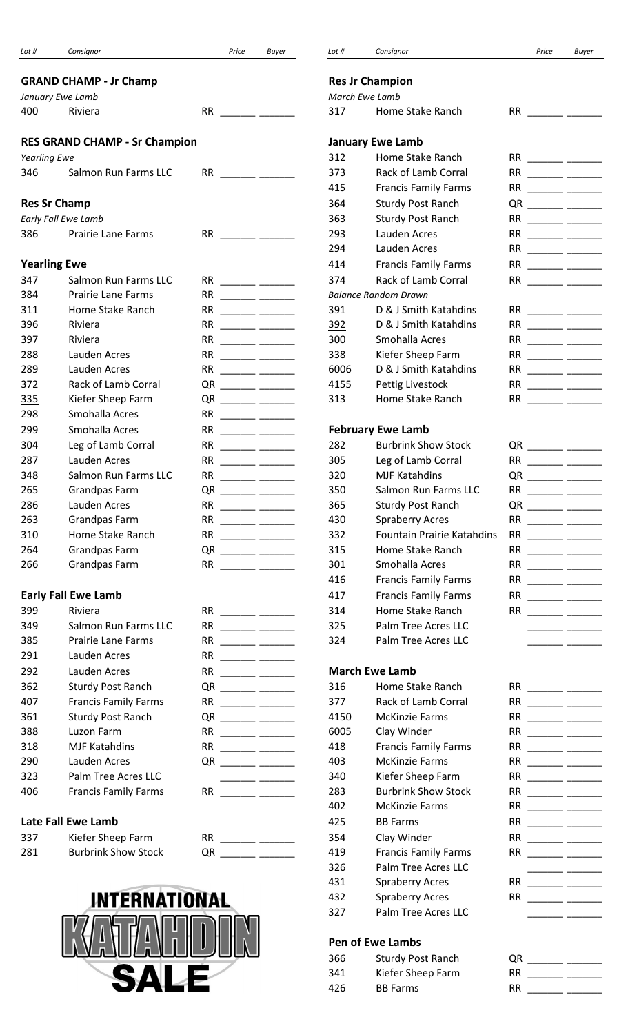| Lot # | Consignor | | Price | Buyer |
|---|---|---|---|---|
| **GRAND CHAMP - Jr Champ** | | | | |
| *January Ewe Lamb* | | | | |
| 400 | Riviera | RR | | |
| **RES GRAND CHAMP - Sr Champion** | | | | |
| *Yearling Ewe* | | | | |
| 346 | Salmon Run Farms LLC | RR | | |
| **Res Sr Champ** | | | | |
| *Early Fall Ewe Lamb* | | | | |
| 386 | Prairie Lane Farms | RR | | |
| **Yearling Ewe** | | | | |
| 347 | Salmon Run Farms LLC | RR | | |
| 384 | Prairie Lane Farms | RR | | |
| 311 | Home Stake Ranch | RR | | |
| 396 | Riviera | RR | | |
| 397 | Riviera | RR | | |
| 288 | Lauden Acres | RR | | |
| 289 | Lauden Acres | RR | | |
| 372 | Rack of Lamb Corral | QR | | |
| 335 | Kiefer Sheep Farm | QR | | |
| 298 | Smohalla Acres | RR | | |
| 299 | Smohalla Acres | RR | | |
| 304 | Leg of Lamb Corral | RR | | |
| 287 | Lauden Acres | RR | | |
| 348 | Salmon Run Farms LLC | RR | | |
| 265 | Grandpas Farm | QR | | |
| 286 | Lauden Acres | RR | | |
| 263 | Grandpas Farm | RR | | |
| 310 | Home Stake Ranch | RR | | |
| 264 | Grandpas Farm | QR | | |
| 266 | Grandpas Farm | RR | | |
| **Early Fall Ewe Lamb** | | | | |
| 399 | Riviera | RR | | |
| 349 | Salmon Run Farms LLC | RR | | |
| 385 | Prairie Lane Farms | RR | | |
| 291 | Lauden Acres | RR | | |
| 292 | Lauden Acres | RR | | |
| 362 | Sturdy Post Ranch | QR | | |
| 407 | Francis Family Farms | RR | | |
| 361 | Sturdy Post Ranch | QR | | |
| 388 | Luzon Farm | RR | | |
| 318 | MJF Katahdins | RR | | |
| 290 | Lauden Acres | QR | | |
| 323 | Palm Tree Acres LLC | | | |
| 406 | Francis Family Farms | RR | | |
| **Late Fall Ewe Lamb** | | | | |
| 337 | Kiefer Sheep Farm | RR | | |
| 281 | Burbrink Show Stock | QR | | |

INTERNATIONAL KATAHDIN SALE

| Lot # | Consignor | | Price | Buyer |
|---|---|---|---|---|
| **Res Jr Champion** | | | | |
| *March Ewe Lamb* | | | | |
| 317 | Home Stake Ranch | RR | | |
| **January Ewe Lamb** | | | | |
| 312 | Home Stake Ranch | RR | | |
| 373 | Rack of Lamb Corral | RR | | |
| 415 | Francis Family Farms | RR | | |
| 364 | Sturdy Post Ranch | QR | | |
| 363 | Sturdy Post Ranch | RR | | |
| 293 | Lauden Acres | RR | | |
| 294 | Lauden Acres | RR | | |
| 414 | Francis Family Farms | RR | | |
| 374 | Rack of Lamb Corral | RR | | |
| *Balance Random Drawn* | | | | |
| 391 | D & J Smith Katahdins | RR | | |
| 392 | D & J Smith Katahdins | RR | | |
| 300 | Smohalla Acres | RR | | |
| 338 | Kiefer Sheep Farm | RR | | |
| 6006 | D & J Smith Katahdins | RR | | |
| 4155 | Pettig Livestock | RR | | |
| 313 | Home Stake Ranch | RR | | |
| **February Ewe Lamb** | | | | |
| 282 | Burbrink Show Stock | QR | | |
| 305 | Leg of Lamb Corral | RR | | |
| 320 | MJF Katahdins | QR | | |
| 350 | Salmon Run Farms LLC | RR | | |
| 365 | Sturdy Post Ranch | QR | | |
| 430 | Spraberry Acres | RR | | |
| 332 | Fountain Prairie Katahdins | RR | | |
| 315 | Home Stake Ranch | RR | | |
| 301 | Smohalla Acres | RR | | |
| 416 | Francis Family Farms | RR | | |
| 417 | Francis Family Farms | RR | | |
| 314 | Home Stake Ranch | RR | | |
| 325 | Palm Tree Acres LLC | | | |
| 324 | Palm Tree Acres LLC | | | |
| **March Ewe Lamb** | | | | |
| 316 | Home Stake Ranch | RR | | |
| 377 | Rack of Lamb Corral | RR | | |
| 4150 | McKinzie Farms | RR | | |
| 6005 | Clay Winder | RR | | |
| 418 | Francis Family Farms | RR | | |
| 403 | McKinzie Farms | RR | | |
| 340 | Kiefer Sheep Farm | RR | | |
| 283 | Burbrink Show Stock | RR | | |
| 402 | McKinzie Farms | RR | | |
| 425 | BB Farms | RR | | |
| 354 | Clay Winder | RR | | |
| 419 | Francis Family Farms | RR | | |
| 326 | Palm Tree Acres LLC | | | |
| 431 | Spraberry Acres | RR | | |
| 432 | Spraberry Acres | RR | | |
| 327 | Palm Tree Acres LLC | | | |
| **Pen of Ewe Lambs** | | | | |
| 366 | Sturdy Post Ranch | QR | | |
| 341 | Kiefer Sheep Farm | RR | | |
| 426 | BB Farms | RR | | |